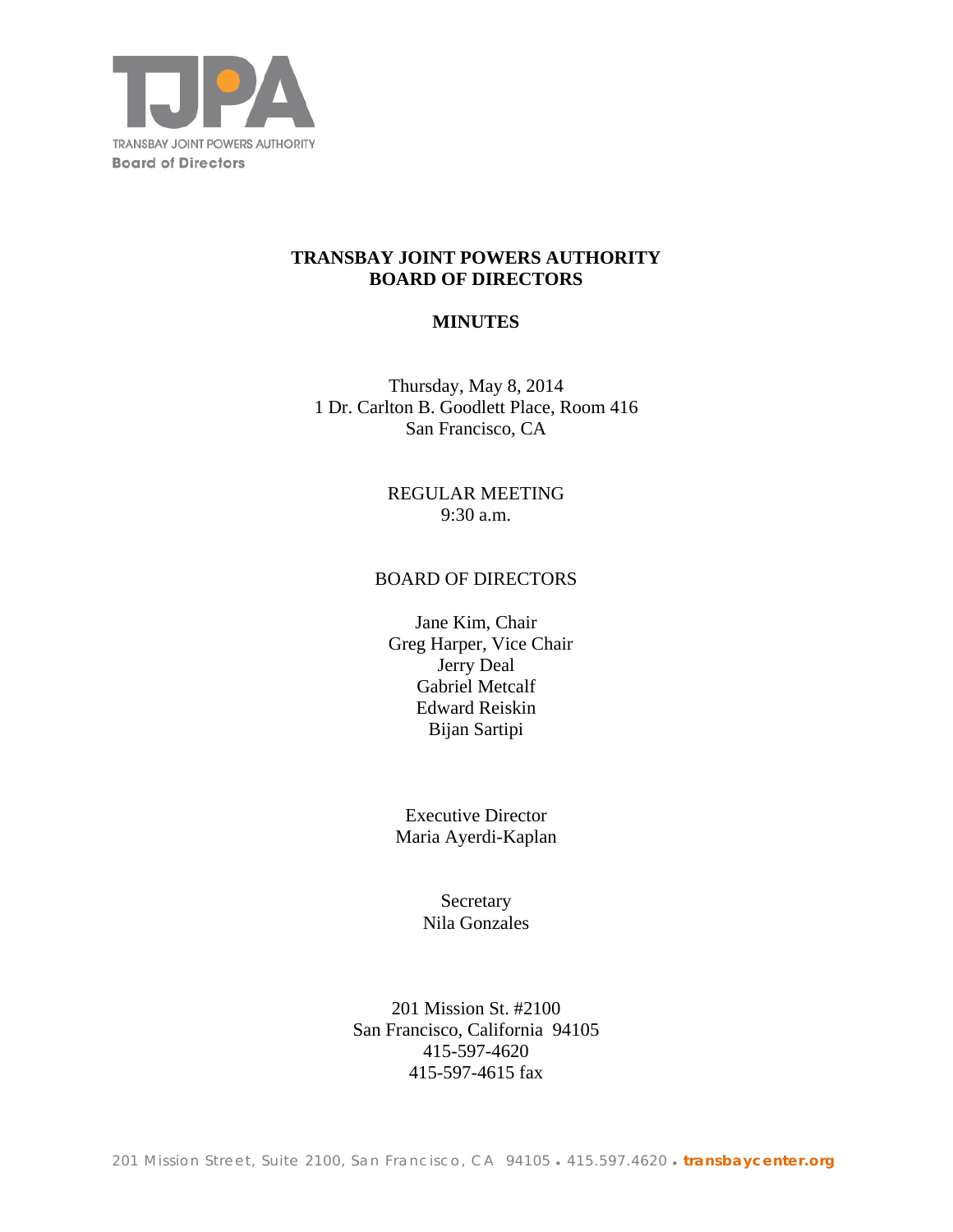TRANSBAY JOINT POWERS AUTHORITY
Board of Directors

# TRANSBAY JOINT POWERS AUTHORITY
# BOARD OF DIRECTORS

## MINUTES

Thursday, May 8, 2014
1 Dr. Carlton B. Goodlett Place, Room 416
San Francisco, CA

REGULAR MEETING
9:30 a.m.

BOARD OF DIRECTORS

Jane Kim, Chair
Greg Harper, Vice Chair
Jerry Deal
Gabriel Metcalf
Edward Reiskin
Bijan Sartipi

Executive Director
Maria Ayerdi-Kaplan

Secretary
Nila Gonzales

201 Mission St. #2100
San Francisco, California 94105
415-597-4620
415-597-4615 fax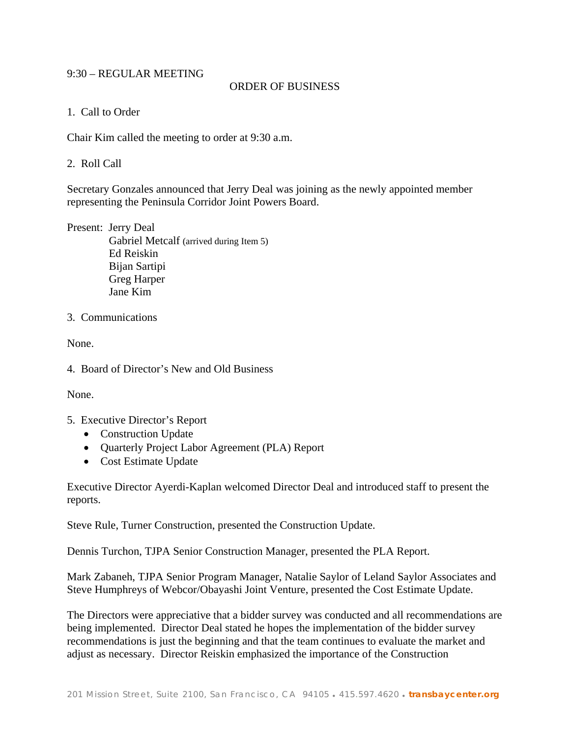9:30 – REGULAR MEETING

ORDER OF BUSINESS

1. Call to Order

Chair Kim called the meeting to order at 9:30 a.m.

2. Roll Call

Secretary Gonzales announced that Jerry Deal was joining as the newly appointed member representing the Peninsula Corridor Joint Powers Board.

Present: Jerry Deal
Gabriel Metcalf (arrived during Item 5)
Ed Reiskin
Bijan Sartipi
Greg Harper
Jane Kim

3. Communications

None.

4. Board of Director's New and Old Business

None.

5. Executive Director's Report
   - Construction Update
   - Quarterly Project Labor Agreement (PLA) Report
   - Cost Estimate Update

Executive Director Ayerdi-Kaplan welcomed Director Deal and introduced staff to present the reports.

Steve Rule, Turner Construction, presented the Construction Update.

Dennis Turchon, TJPA Senior Construction Manager, presented the PLA Report.

Mark Zabaneh, TJPA Senior Program Manager, Natalie Saylor of Leland Saylor Associates and Steve Humphreys of Webcor/Obayashi Joint Venture, presented the Cost Estimate Update.

The Directors were appreciative that a bidder survey was conducted and all recommendations are being implemented. Director Deal stated he hopes the implementation of the bidder survey recommendations is just the beginning and that the team continues to evaluate the market and adjust as necessary. Director Reiskin emphasized the importance of the Construction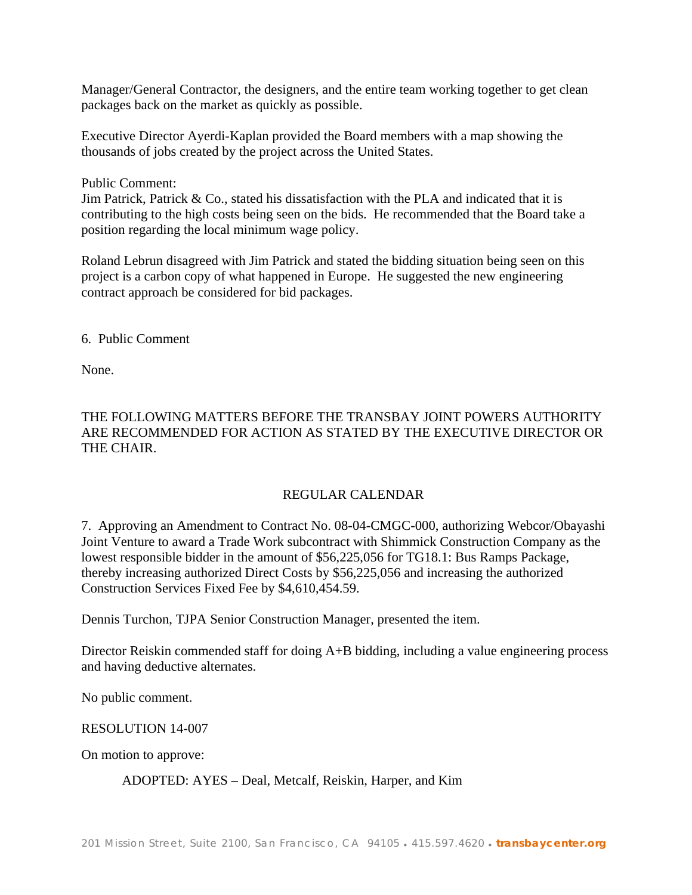Manager/General Contractor, the designers, and the entire team working together to get clean packages back on the market as quickly as possible.

Executive Director Ayerdi-Kaplan provided the Board members with a map showing the thousands of jobs created by the project across the United States.

Public Comment:
Jim Patrick, Patrick & Co., stated his dissatisfaction with the PLA and indicated that it is contributing to the high costs being seen on the bids. He recommended that the Board take a position regarding the local minimum wage policy.

Roland Lebrun disagreed with Jim Patrick and stated the bidding situation being seen on this project is a carbon copy of what happened in Europe. He suggested the new engineering contract approach be considered for bid packages.

6. Public Comment

None.

THE FOLLOWING MATTERS BEFORE THE TRANSBAY JOINT POWERS AUTHORITY ARE RECOMMENDED FOR ACTION AS STATED BY THE EXECUTIVE DIRECTOR OR THE CHAIR.

## REGULAR CALENDAR

7. Approving an Amendment to Contract No. 08-04-CMGC-000, authorizing Webcor/Obayashi Joint Venture to award a Trade Work subcontract with Shimmick Construction Company as the lowest responsible bidder in the amount of $56,225,056 for TG18.1: Bus Ramps Package, thereby increasing authorized Direct Costs by $56,225,056 and increasing the authorized Construction Services Fixed Fee by $4,610,454.59.

Dennis Turchon, TJPA Senior Construction Manager, presented the item.

Director Reiskin commended staff for doing A+B bidding, including a value engineering process and having deductive alternates.

No public comment.

RESOLUTION 14-007

On motion to approve:

ADOPTED: AYES – Deal, Metcalf, Reiskin, Harper, and Kim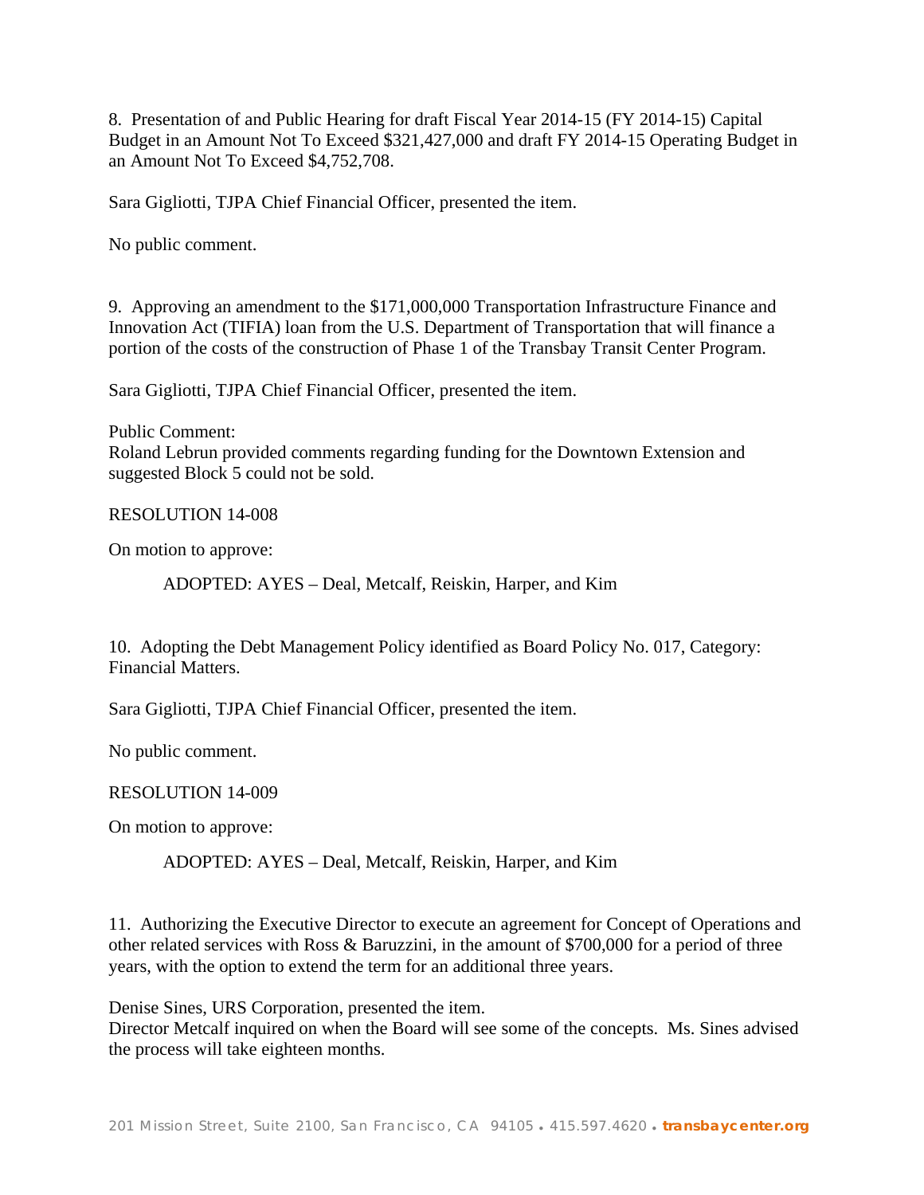8. Presentation of and Public Hearing for draft Fiscal Year 2014-15 (FY 2014-15) Capital Budget in an Amount Not To Exceed $321,427,000 and draft FY 2014-15 Operating Budget in an Amount Not To Exceed $4,752,708.

Sara Gigliotti, TJPA Chief Financial Officer, presented the item.

No public comment.

9. Approving an amendment to the $171,000,000 Transportation Infrastructure Finance and Innovation Act (TIFIA) loan from the U.S. Department of Transportation that will finance a portion of the costs of the construction of Phase 1 of the Transbay Transit Center Program.

Sara Gigliotti, TJPA Chief Financial Officer, presented the item.

Public Comment:
Roland Lebrun provided comments regarding funding for the Downtown Extension and suggested Block 5 could not be sold.

RESOLUTION 14-008

On motion to approve:

ADOPTED: AYES – Deal, Metcalf, Reiskin, Harper, and Kim

10. Adopting the Debt Management Policy identified as Board Policy No. 017, Category: Financial Matters.

Sara Gigliotti, TJPA Chief Financial Officer, presented the item.

No public comment.

RESOLUTION 14-009

On motion to approve:

ADOPTED: AYES – Deal, Metcalf, Reiskin, Harper, and Kim

11. Authorizing the Executive Director to execute an agreement for Concept of Operations and other related services with Ross & Baruzzini, in the amount of $700,000 for a period of three years, with the option to extend the term for an additional three years.

Denise Sines, URS Corporation, presented the item.
Director Metcalf inquired on when the Board will see some of the concepts. Ms. Sines advised the process will take eighteen months.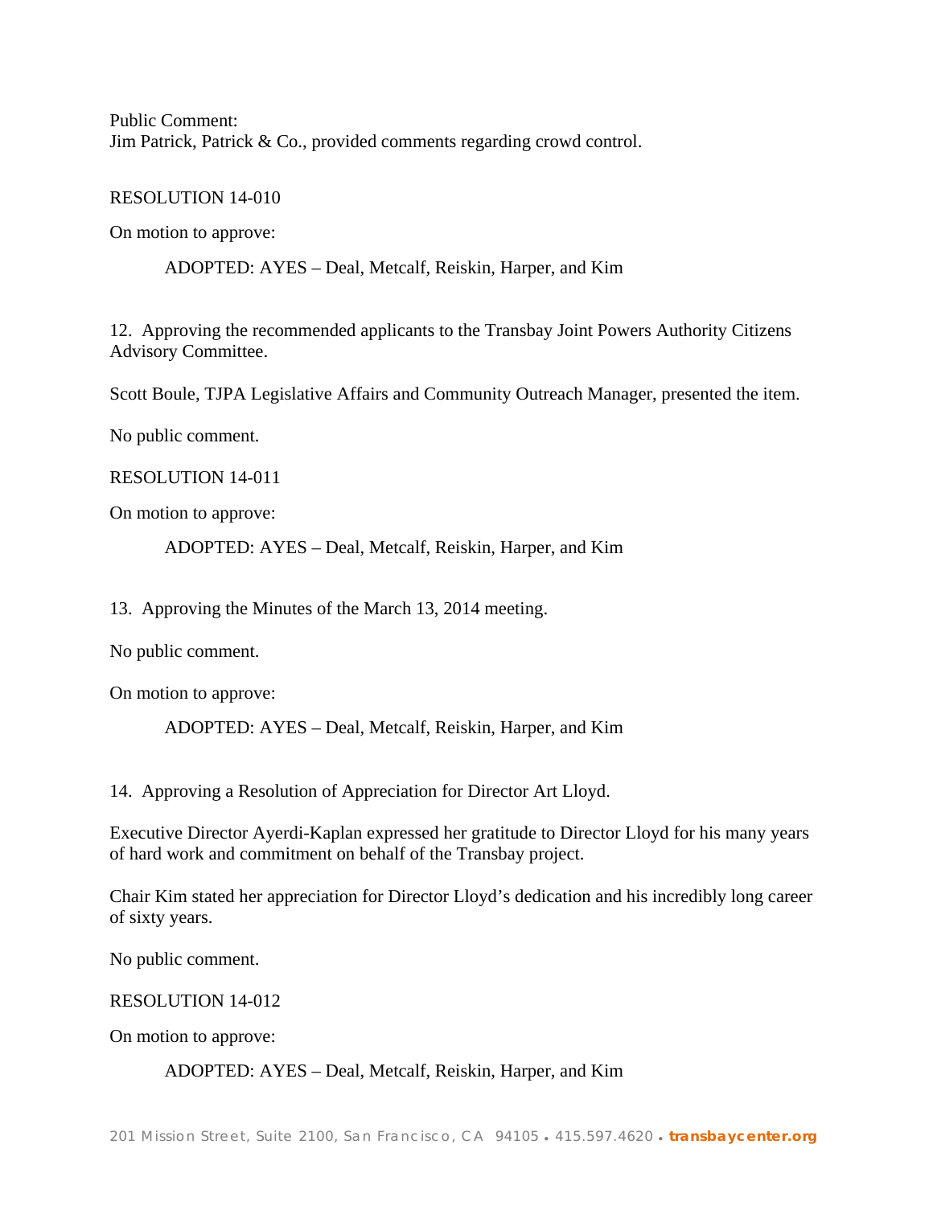Public Comment:
Jim Patrick, Patrick & Co., provided comments regarding crowd control.

RESOLUTION 14-010

On motion to approve:

ADOPTED: AYES – Deal, Metcalf, Reiskin, Harper, and Kim

12. Approving the recommended applicants to the Transbay Joint Powers Authority Citizens Advisory Committee.

Scott Boule, TJPA Legislative Affairs and Community Outreach Manager, presented the item.

No public comment.

RESOLUTION 14-011

On motion to approve:

ADOPTED: AYES – Deal, Metcalf, Reiskin, Harper, and Kim

13. Approving the Minutes of the March 13, 2014 meeting.

No public comment.

On motion to approve:

ADOPTED: AYES – Deal, Metcalf, Reiskin, Harper, and Kim

14. Approving a Resolution of Appreciation for Director Art Lloyd.

Executive Director Ayerdi-Kaplan expressed her gratitude to Director Lloyd for his many years of hard work and commitment on behalf of the Transbay project.

Chair Kim stated her appreciation for Director Lloyd's dedication and his incredibly long career of sixty years.

No public comment.

RESOLUTION 14-012

On motion to approve:

ADOPTED: AYES – Deal, Metcalf, Reiskin, Harper, and Kim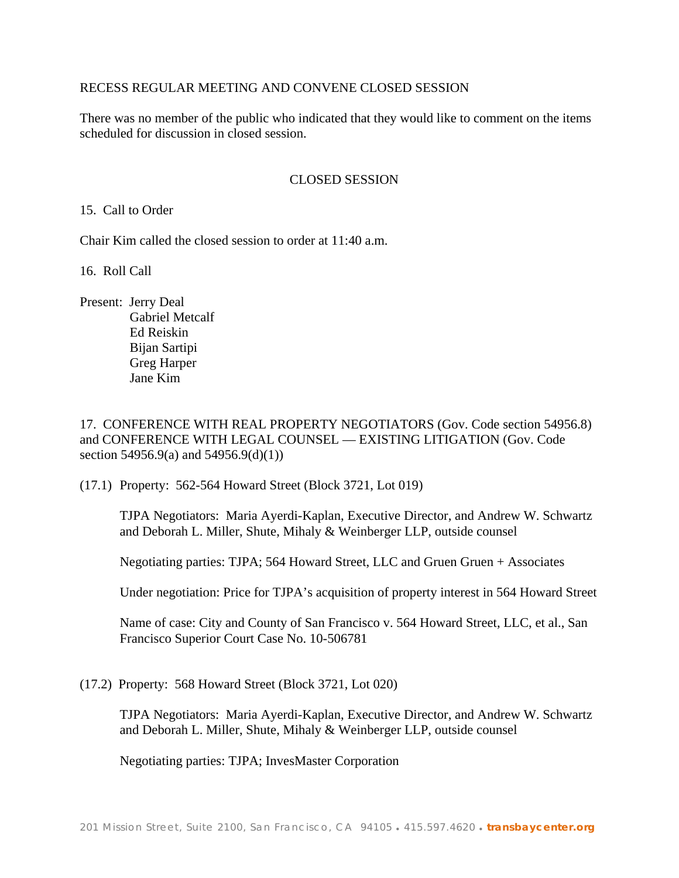RECESS REGULAR MEETING AND CONVENE CLOSED SESSION

There was no member of the public who indicated that they would like to comment on the items scheduled for discussion in closed session.

## CLOSED SESSION

15. Call to Order

Chair Kim called the closed session to order at 11:40 a.m.

16. Roll Call

Present: Jerry Deal
Gabriel Metcalf
Ed Reiskin
Bijan Sartipi
Greg Harper
Jane Kim

17. CONFERENCE WITH REAL PROPERTY NEGOTIATORS (Gov. Code section 54956.8) and CONFERENCE WITH LEGAL COUNSEL — EXISTING LITIGATION (Gov. Code section 54956.9(a) and 54956.9(d)(1))

(17.1) Property: 562-564 Howard Street (Block 3721, Lot 019)

TJPA Negotiators: Maria Ayerdi-Kaplan, Executive Director, and Andrew W. Schwartz and Deborah L. Miller, Shute, Mihaly & Weinberger LLP, outside counsel

Negotiating parties: TJPA; 564 Howard Street, LLC and Gruen Gruen + Associates

Under negotiation: Price for TJPA's acquisition of property interest in 564 Howard Street

Name of case: City and County of San Francisco v. 564 Howard Street, LLC, et al., San Francisco Superior Court Case No. 10-506781

(17.2) Property: 568 Howard Street (Block 3721, Lot 020)

TJPA Negotiators: Maria Ayerdi-Kaplan, Executive Director, and Andrew W. Schwartz and Deborah L. Miller, Shute, Mihaly & Weinberger LLP, outside counsel

Negotiating parties: TJPA; InvesMaster Corporation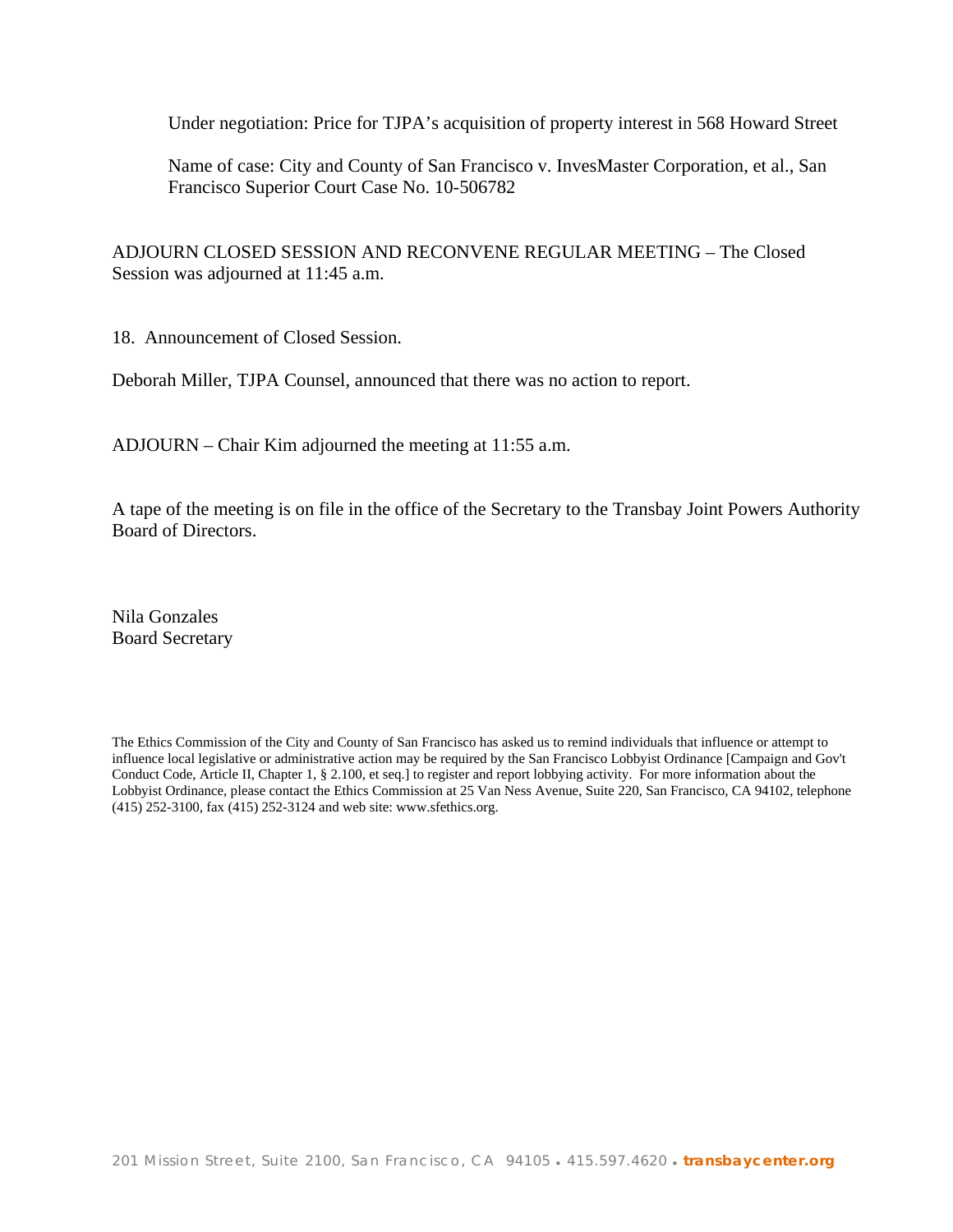Under negotiation: Price for TJPA's acquisition of property interest in 568 Howard Street

Name of case: City and County of San Francisco v. InvesMaster Corporation, et al., San Francisco Superior Court Case No. 10-506782

ADJOURN CLOSED SESSION AND RECONVENE REGULAR MEETING – The Closed Session was adjourned at 11:45 a.m.

18. Announcement of Closed Session.

Deborah Miller, TJPA Counsel, announced that there was no action to report.

ADJOURN – Chair Kim adjourned the meeting at 11:55 a.m.

A tape of the meeting is on file in the office of the Secretary to the Transbay Joint Powers Authority Board of Directors.

Nila Gonzales
Board Secretary

The Ethics Commission of the City and County of San Francisco has asked us to remind individuals that influence or attempt to influence local legislative or administrative action may be required by the San Francisco Lobbyist Ordinance [Campaign and Gov't Conduct Code, Article II, Chapter 1, § 2.100, et seq.] to register and report lobbying activity. For more information about the Lobbyist Ordinance, please contact the Ethics Commission at 25 Van Ness Avenue, Suite 220, San Francisco, CA 94102, telephone (415) 252-3100, fax (415) 252-3124 and web site: www.sfethics.org.